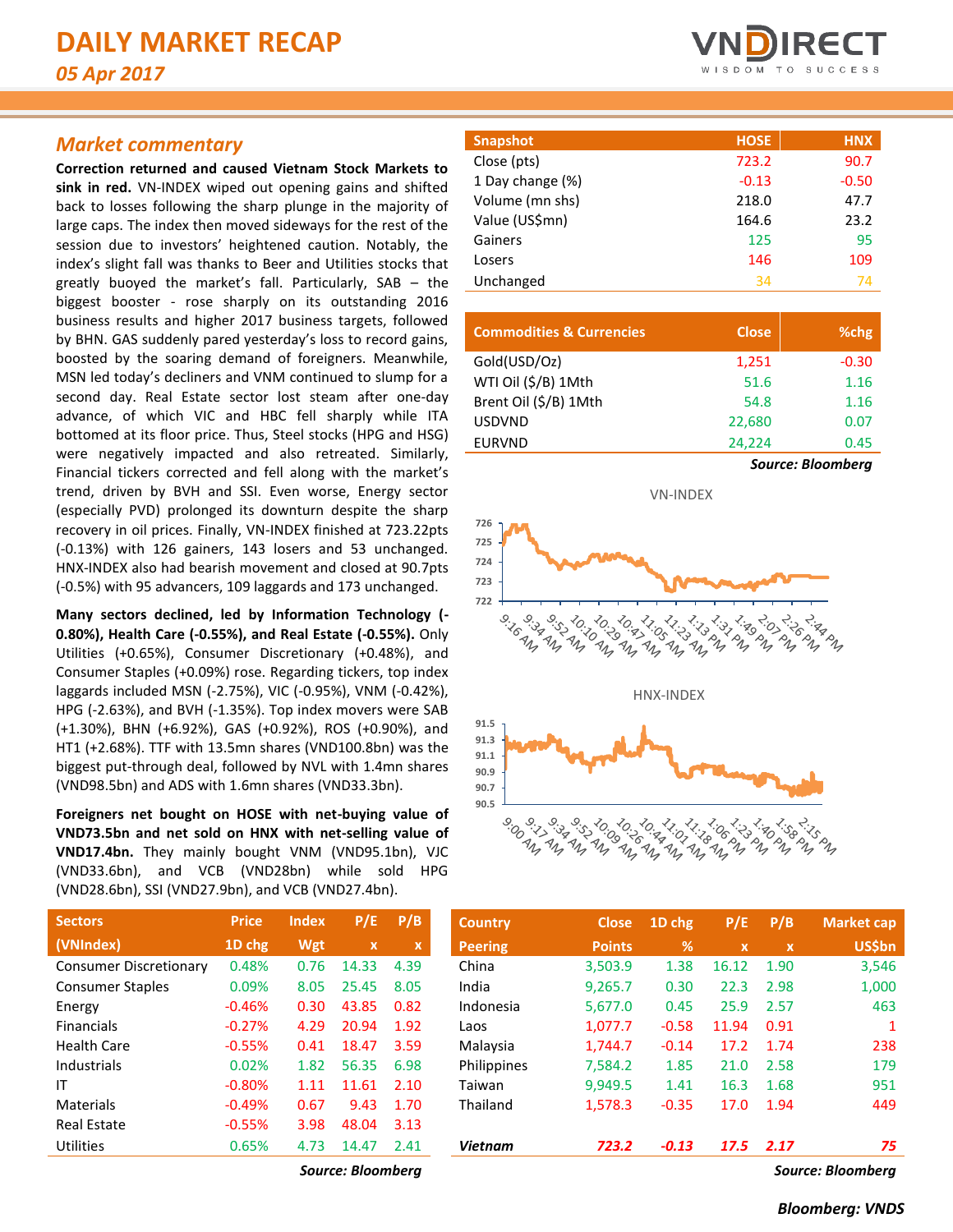# DAILY MARKET RECAP

*05 Apr 2017*

## *Market commentary*

**Correction returned and caused Vietnam Stock Markets to sink in red.** VN-INDEX wiped out opening gains and shifted back to losses following the sharp plunge in the majority of large caps. The index then moved sideways for the rest of the session due to investors' heightened caution. Notably, the index's slight fall was thanks to Beer and Utilities stocks that greatly buoyed the market's fall. Particularly, SAB – the biggest booster - rose sharply on its outstanding 2016 business results and higher 2017 business targets, followed by BHN. GAS suddenly pared yesterday's loss to record gains, boosted by the soaring demand of foreigners. Meanwhile, MSN led today's decliners and VNM continued to slump for a second day. Real Estate sector lost steam after one-day advance, of which VIC and HBC fell sharply while ITA bottomed at its floor price. Thus, Steel stocks (HPG and HSG) were negatively impacted and also retreated. Similarly, Financial tickers corrected and fell along with the market's trend, driven by BVH and SSI. Even worse, Energy sector (especially PVD) prolonged its downturn despite the sharp recovery in oil prices. Finally, VN-INDEX finished at 723.22pts (-0.13%) with 126 gainers, 143 losers and 53 unchanged. HNX-INDEX also had bearish movement and closed at 90.7pts (-0.5%) with 95 advancers, 109 laggards and 173 unchanged.

**Many sectors declined, led by Information Technology (-0.80%), Health Care (-0.55%), and Real Estate (-0.55%).** Only Utilities (+0.65%), Consumer Discretionary (+0.48%), and Consumer Staples (+0.09%) rose. Regarding tickers, top index laggards included MSN (-2.75%), VIC (-0.95%), VNM (-0.42%), HPG (-2.63%), and BVH (-1.35%). Top index movers were SAB (+1.30%), BHN (+6.92%), GAS (+0.92%), ROS (+0.90%), and HT1 (+2.68%). TTF with 13.5mn shares (VND100.8bn) was the biggest put-through deal, followed by NVL with 1.4mn shares (VND98.5bn) and ADS with 1.6mn shares (VND33.3bn).

**Foreigners net bought on HOSE with net-buying value of VND73.5bn and net sold on HNX with net-selling value of VND17.4bn.** They mainly bought VNM (VND95.1bn), VJC (VND33.6bn), and VCB (VND28bn) while sold HPG (VND28.6bn), SSI (VND27.9bn), and VCB (VND27.4bn).

| Snapshot | HOSE | HNX |
|---|---|---|
| Close (pts) | 723.2 | 90.7 |
| 1 Day change (%) | -0.13 | -0.50 |
| Volume (mn shs) | 218.0 | 47.7 |
| Value (US$mn) | 164.6 | 23.2 |
| Gainers | 125 | 95 |
| Losers | 146 | 109 |
| Unchanged | 34 | 74 |

| Commodities & Currencies | Close | %chg |
|---|---|---|
| Gold(USD/Oz) | 1,251 | -0.30 |
| WTI Oil ($/B) 1Mth | 51.6 | 1.16 |
| Brent Oil ($/B) 1Mth | 54.8 | 1.16 |
| USDVND | 22,680 | 0.07 |
| EURVND | 24,224 | 0.45 |

***Source: Bloomberg***

| Sectors (VNIndex) | Price 1D chg | Index Wgt | P/E x | P/B x |
|---|---|---|---|---|
| Consumer Discretionary | 0.48% | 0.76 | 14.33 | 4.39 |
| Consumer Staples | 0.09% | 8.05 | 25.45 | 8.05 |
| Energy | -0.46% | 0.30 | 43.85 | 0.82 |
| Financials | -0.27% | 4.29 | 20.94 | 1.92 |
| Health Care | -0.55% | 0.41 | 18.47 | 3.59 |
| Industrials | 0.02% | 1.82 | 56.35 | 6.98 |
| IT | -0.80% | 1.11 | 11.61 | 2.10 |
| Materials | -0.49% | 0.67 | 9.43 | 1.70 |
| Real Estate | -0.55% | 3.98 | 48.04 | 3.13 |
| Utilities | 0.65% | 4.73 | 14.47 | 2.41 |

***Source: Bloomberg***

| Country Peering | Close Points | 1D chg % | P/E x | P/B x | Market cap US$bn |
|---|---|---|---|---|---|
| China | 3,503.9 | 1.38 | 16.12 | 1.90 | 3,546 |
| India | 9,265.7 | 0.30 | 22.3 | 2.98 | 1,000 |
| Indonesia | 5,677.0 | 0.45 | 25.9 | 2.57 | 463 |
| Laos | 1,077.7 | -0.58 | 11.94 | 0.91 | 1 |
| Malaysia | 1,744.7 | -0.14 | 17.2 | 1.74 | 238 |
| Philippines | 7,584.2 | 1.85 | 21.0 | 2.58 | 179 |
| Taiwan | 9,949.5 | 1.41 | 16.3 | 1.68 | 951 |
| Thailand | 1,578.3 | -0.35 | 17.0 | 1.94 | 449 |
| ***Vietnam*** | ***723.2*** | ***-0.13*** | ***17.5*** | ***2.17*** | ***75*** |

***Source: Bloomberg***

***Bloomberg: VNDS***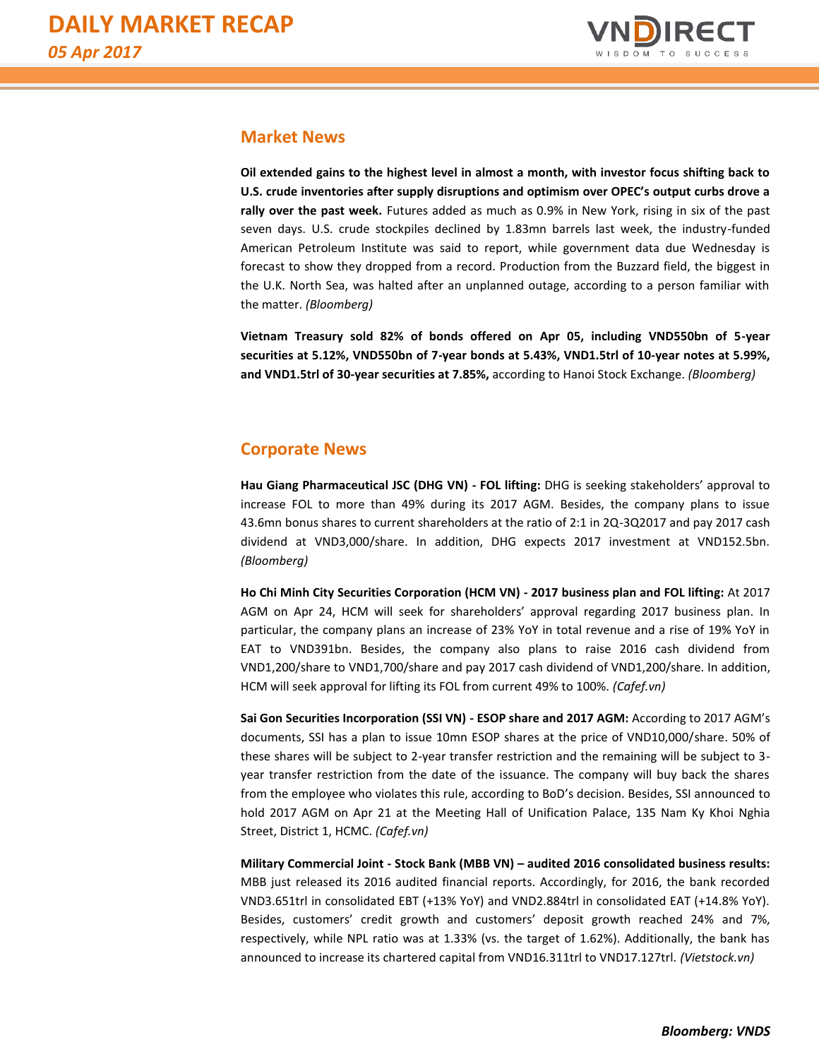## Market News

**Oil extended gains to the highest level in almost a month, with investor focus shifting back to U.S. crude inventories after supply disruptions and optimism over OPEC's output curbs drove a rally over the past week.** Futures added as much as 0.9% in New York, rising in six of the past seven days. U.S. crude stockpiles declined by 1.83mn barrels last week, the industry-funded American Petroleum Institute was said to report, while government data due Wednesday is forecast to show they dropped from a record. Production from the Buzzard field, the biggest in the U.K. North Sea, was halted after an unplanned outage, according to a person familiar with the matter. *(Bloomberg)*

**Vietnam Treasury sold 82% of bonds offered on Apr 05, including VND550bn of 5-year securities at 5.12%, VND550bn of 7-year bonds at 5.43%, VND1.5trl of 10-year notes at 5.99%, and VND1.5trl of 30-year securities at 7.85%,** according to Hanoi Stock Exchange. *(Bloomberg)*

## Corporate News

**Hau Giang Pharmaceutical JSC (DHG VN) - FOL lifting:** DHG is seeking stakeholders' approval to increase FOL to more than 49% during its 2017 AGM. Besides, the company plans to issue 43.6mn bonus shares to current shareholders at the ratio of 2:1 in 2Q-3Q2017 and pay 2017 cash dividend at VND3,000/share. In addition, DHG expects 2017 investment at VND152.5bn. *(Bloomberg)*

**Ho Chi Minh City Securities Corporation (HCM VN) - 2017 business plan and FOL lifting:** At 2017 AGM on Apr 24, HCM will seek for shareholders' approval regarding 2017 business plan. In particular, the company plans an increase of 23% YoY in total revenue and a rise of 19% YoY in EAT to VND391bn. Besides, the company also plans to raise 2016 cash dividend from VND1,200/share to VND1,700/share and pay 2017 cash dividend of VND1,200/share. In addition, HCM will seek approval for lifting its FOL from current 49% to 100%. *(Cafef.vn)*

**Sai Gon Securities Incorporation (SSI VN) - ESOP share and 2017 AGM:** According to 2017 AGM's documents, SSI has a plan to issue 10mn ESOP shares at the price of VND10,000/share. 50% of these shares will be subject to 2-year transfer restriction and the remaining will be subject to 3-year transfer restriction from the date of the issuance. The company will buy back the shares from the employee who violates this rule, according to BoD's decision. Besides, SSI announced to hold 2017 AGM on Apr 21 at the Meeting Hall of Unification Palace, 135 Nam Ky Khoi Nghia Street, District 1, HCMC. *(Cafef.vn)*

**Military Commercial Joint - Stock Bank (MBB VN) – audited 2016 consolidated business results:** MBB just released its 2016 audited financial reports. Accordingly, for 2016, the bank recorded VND3.651trl in consolidated EBT (+13% YoY) and VND2.884trl in consolidated EAT (+14.8% YoY). Besides, customers' credit growth and customers' deposit growth reached 24% and 7%, respectively, while NPL ratio was at 1.33% (vs. the target of 1.62%). Additionally, the bank has announced to increase its chartered capital from VND16.311trl to VND17.127trl. *(Vietstock.vn)*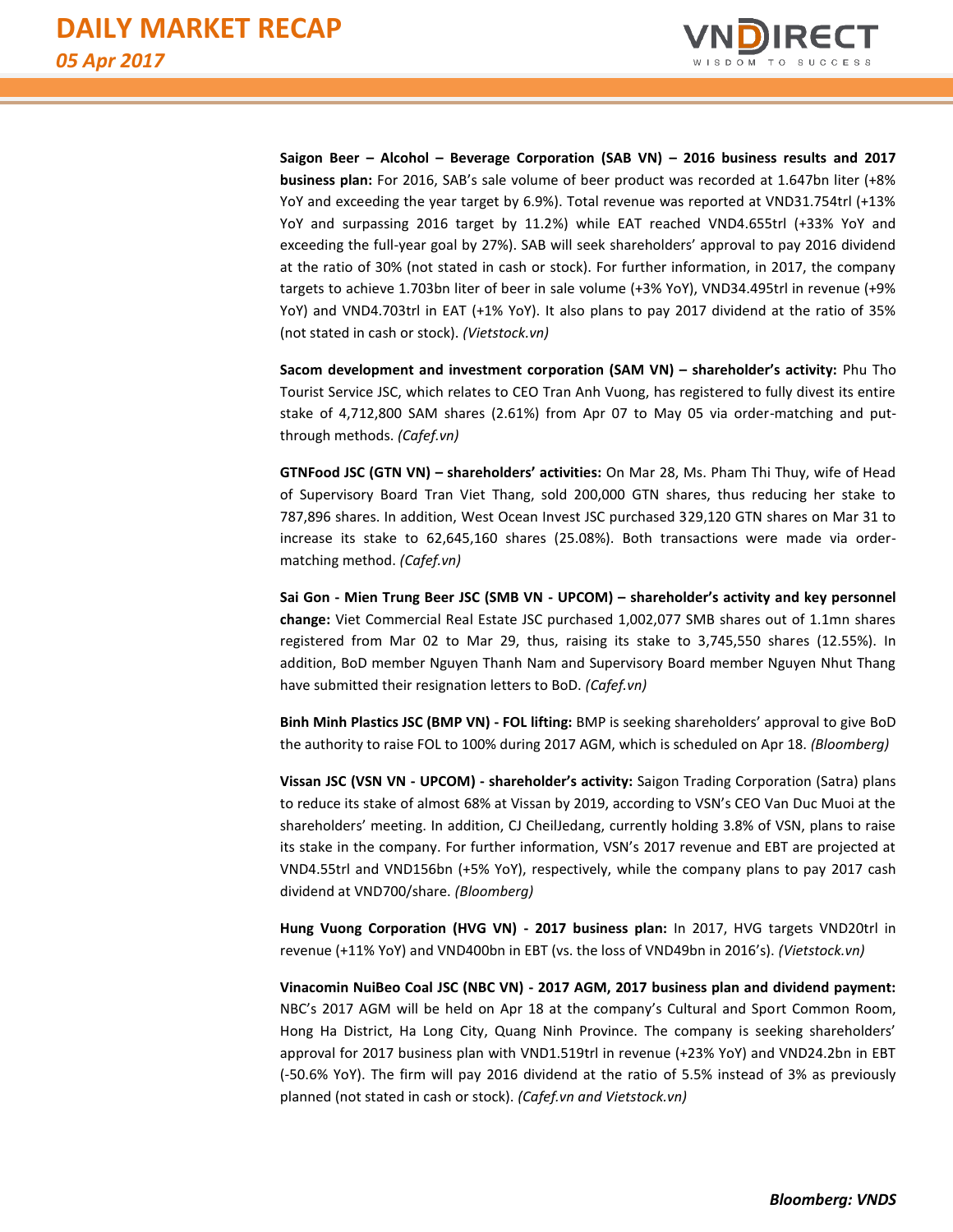**Saigon Beer – Alcohol – Beverage Corporation (SAB VN) – 2016 business results and 2017 business plan:** For 2016, SAB's sale volume of beer product was recorded at 1.647bn liter (+8% YoY and exceeding the year target by 6.9%). Total revenue was reported at VND31.754trl (+13% YoY and surpassing 2016 target by 11.2%) while EAT reached VND4.655trl (+33% YoY and exceeding the full-year goal by 27%). SAB will seek shareholders' approval to pay 2016 dividend at the ratio of 30% (not stated in cash or stock). For further information, in 2017, the company targets to achieve 1.703bn liter of beer in sale volume (+3% YoY), VND34.495trl in revenue (+9% YoY) and VND4.703trl in EAT (+1% YoY). It also plans to pay 2017 dividend at the ratio of 35% (not stated in cash or stock). *(Vietstock.vn)*

**Sacom development and investment corporation (SAM VN) – shareholder's activity:** Phu Tho Tourist Service JSC, which relates to CEO Tran Anh Vuong, has registered to fully divest its entire stake of 4,712,800 SAM shares (2.61%) from Apr 07 to May 05 via order-matching and put-through methods. *(Cafef.vn)*

**GTNFood JSC (GTN VN) – shareholders' activities:** On Mar 28, Ms. Pham Thi Thuy, wife of Head of Supervisory Board Tran Viet Thang, sold 200,000 GTN shares, thus reducing her stake to 787,896 shares. In addition, West Ocean Invest JSC purchased 329,120 GTN shares on Mar 31 to increase its stake to 62,645,160 shares (25.08%). Both transactions were made via order-matching method. *(Cafef.vn)*

**Sai Gon - Mien Trung Beer JSC (SMB VN - UPCOM) – shareholder's activity and key personnel change:** Viet Commercial Real Estate JSC purchased 1,002,077 SMB shares out of 1.1mn shares registered from Mar 02 to Mar 29, thus, raising its stake to 3,745,550 shares (12.55%). In addition, BoD member Nguyen Thanh Nam and Supervisory Board member Nguyen Nhut Thang have submitted their resignation letters to BoD. *(Cafef.vn)*

**Binh Minh Plastics JSC (BMP VN) - FOL lifting:** BMP is seeking shareholders' approval to give BoD the authority to raise FOL to 100% during 2017 AGM, which is scheduled on Apr 18. *(Bloomberg)*

**Vissan JSC (VSN VN - UPCOM) - shareholder's activity:** Saigon Trading Corporation (Satra) plans to reduce its stake of almost 68% at Vissan by 2019, according to VSN's CEO Van Duc Muoi at the shareholders' meeting. In addition, CJ CheilJedang, currently holding 3.8% of VSN, plans to raise its stake in the company. For further information, VSN's 2017 revenue and EBT are projected at VND4.55trl and VND156bn (+5% YoY), respectively, while the company plans to pay 2017 cash dividend at VND700/share. *(Bloomberg)*

**Hung Vuong Corporation (HVG VN) - 2017 business plan:** In 2017, HVG targets VND20trl in revenue (+11% YoY) and VND400bn in EBT (vs. the loss of VND49bn in 2016's). *(Vietstock.vn)*

**Vinacomin NuiBeo Coal JSC (NBC VN) - 2017 AGM, 2017 business plan and dividend payment:** NBC's 2017 AGM will be held on Apr 18 at the company's Cultural and Sport Common Room, Hong Ha District, Ha Long City, Quang Ninh Province. The company is seeking shareholders' approval for 2017 business plan with VND1.519trl in revenue (+23% YoY) and VND24.2bn in EBT (-50.6% YoY). The firm will pay 2016 dividend at the ratio of 5.5% instead of 3% as previously planned (not stated in cash or stock). *(Cafef.vn and Vietstock.vn)*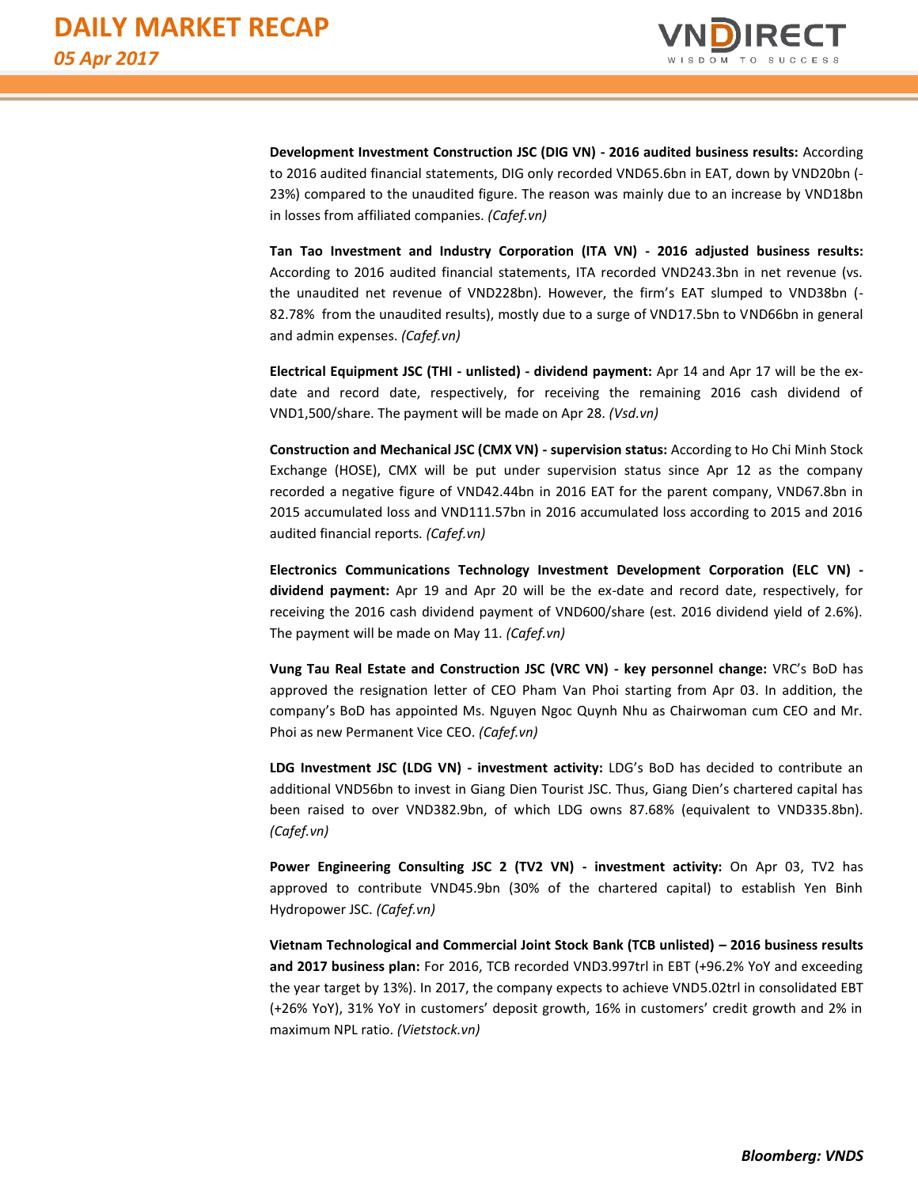**Development Investment Construction JSC (DIG VN) - 2016 audited business results:** According to 2016 audited financial statements, DIG only recorded VND65.6bn in EAT, down by VND20bn (-23%) compared to the unaudited figure. The reason was mainly due to an increase by VND18bn in losses from affiliated companies. *(Cafef.vn)*

**Tan Tao Investment and Industry Corporation (ITA VN) - 2016 adjusted business results:** According to 2016 audited financial statements, ITA recorded VND243.3bn in net revenue (vs. the unaudited net revenue of VND228bn). However, the firm's EAT slumped to VND38bn (-82.78% from the unaudited results), mostly due to a surge of VND17.5bn to VND66bn in general and admin expenses. *(Cafef.vn)*

**Electrical Equipment JSC (THI - unlisted) - dividend payment:** Apr 14 and Apr 17 will be the ex-date and record date, respectively, for receiving the remaining 2016 cash dividend of VND1,500/share. The payment will be made on Apr 28. *(Vsd.vn)*

**Construction and Mechanical JSC (CMX VN) - supervision status:** According to Ho Chi Minh Stock Exchange (HOSE), CMX will be put under supervision status since Apr 12 as the company recorded a negative figure of VND42.44bn in 2016 EAT for the parent company, VND67.8bn in 2015 accumulated loss and VND111.57bn in 2016 accumulated loss according to 2015 and 2016 audited financial reports. *(Cafef.vn)*

**Electronics Communications Technology Investment Development Corporation (ELC VN) - dividend payment:** Apr 19 and Apr 20 will be the ex-date and record date, respectively, for receiving the 2016 cash dividend payment of VND600/share (est. 2016 dividend yield of 2.6%). The payment will be made on May 11. *(Cafef.vn)*

**Vung Tau Real Estate and Construction JSC (VRC VN) - key personnel change:** VRC's BoD has approved the resignation letter of CEO Pham Van Phoi starting from Apr 03. In addition, the company's BoD has appointed Ms. Nguyen Ngoc Quynh Nhu as Chairwoman cum CEO and Mr. Phoi as new Permanent Vice CEO. *(Cafef.vn)*

**LDG Investment JSC (LDG VN) - investment activity:** LDG's BoD has decided to contribute an additional VND56bn to invest in Giang Dien Tourist JSC. Thus, Giang Dien's chartered capital has been raised to over VND382.9bn, of which LDG owns 87.68% (equivalent to VND335.8bn). *(Cafef.vn)*

**Power Engineering Consulting JSC 2 (TV2 VN) - investment activity:** On Apr 03, TV2 has approved to contribute VND45.9bn (30% of the chartered capital) to establish Yen Binh Hydropower JSC. *(Cafef.vn)*

**Vietnam Technological and Commercial Joint Stock Bank (TCB unlisted) – 2016 business results and 2017 business plan:** For 2016, TCB recorded VND3.997trl in EBT (+96.2% YoY and exceeding the year target by 13%). In 2017, the company expects to achieve VND5.02trl in consolidated EBT (+26% YoY), 31% YoY in customers' deposit growth, 16% in customers' credit growth and 2% in maximum NPL ratio. *(Vietstock.vn)*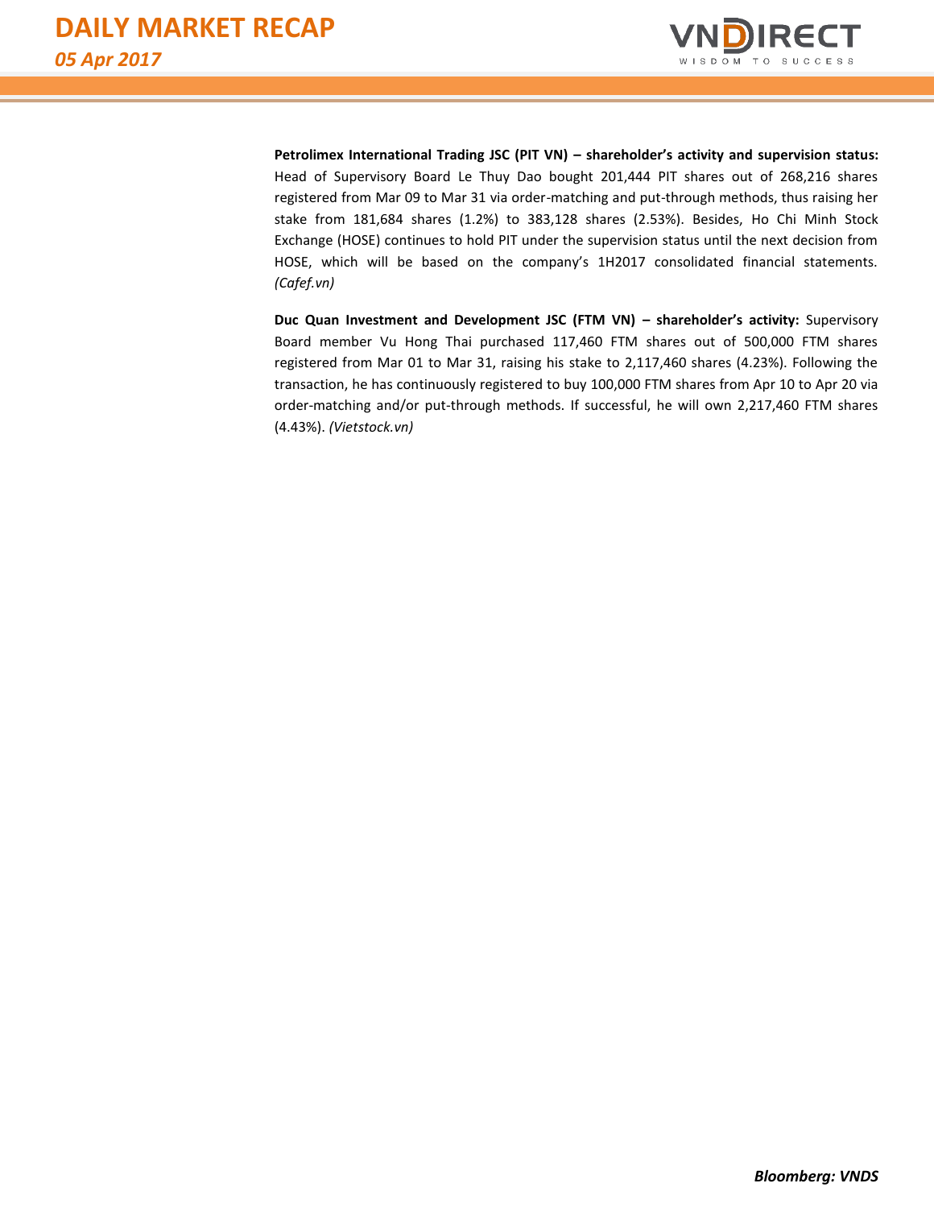**Petrolimex International Trading JSC (PIT VN) – shareholder's activity and supervision status:** Head of Supervisory Board Le Thuy Dao bought 201,444 PIT shares out of 268,216 shares registered from Mar 09 to Mar 31 via order-matching and put-through methods, thus raising her stake from 181,684 shares (1.2%) to 383,128 shares (2.53%). Besides, Ho Chi Minh Stock Exchange (HOSE) continues to hold PIT under the supervision status until the next decision from HOSE, which will be based on the company's 1H2017 consolidated financial statements. *(Cafef.vn)*

**Duc Quan Investment and Development JSC (FTM VN) – shareholder's activity:** Supervisory Board member Vu Hong Thai purchased 117,460 FTM shares out of 500,000 FTM shares registered from Mar 01 to Mar 31, raising his stake to 2,117,460 shares (4.23%). Following the transaction, he has continuously registered to buy 100,000 FTM shares from Apr 10 to Apr 20 via order-matching and/or put-through methods. If successful, he will own 2,217,460 FTM shares (4.43%). *(Vietstock.vn)*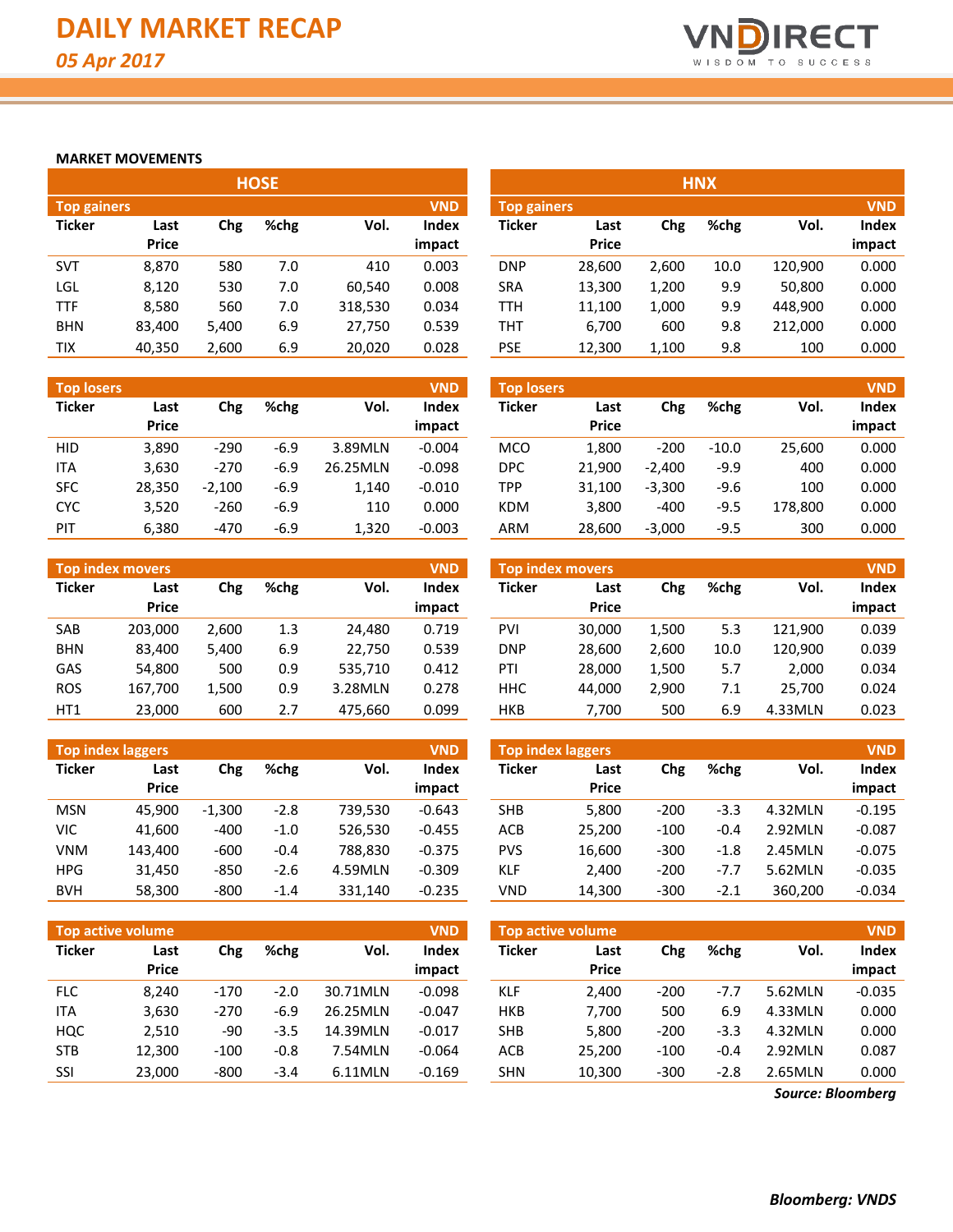# DAILY MARKET RECAP

*05 Apr 2017*

**MARKET MOVEMENTS**

## HOSE

| Top gainers | | | | | VND |
|---|---|---|---|---|---|
| Ticker | Last Price | Chg | %chg | Vol. | Index impact |
| SVT | 8,870 | 580 | 7.0 | 410 | 0.003 |
| LGL | 8,120 | 530 | 7.0 | 60,540 | 0.008 |
| TTF | 8,580 | 560 | 7.0 | 318,530 | 0.034 |
| BHN | 83,400 | 5,400 | 6.9 | 27,750 | 0.539 |
| TIX | 40,350 | 2,600 | 6.9 | 20,020 | 0.028 |

| Top losers | | | | | VND |
|---|---|---|---|---|---|
| Ticker | Last Price | Chg | %chg | Vol. | Index impact |
| HID | 3,890 | -290 | -6.9 | 3.89MLN | -0.004 |
| ITA | 3,630 | -270 | -6.9 | 26.25MLN | -0.098 |
| SFC | 28,350 | -2,100 | -6.9 | 1,140 | -0.010 |
| CYC | 3,520 | -260 | -6.9 | 110 | 0.000 |
| PIT | 6,380 | -470 | -6.9 | 1,320 | -0.003 |

| Top index movers | | | | | VND |
|---|---|---|---|---|---|
| Ticker | Last Price | Chg | %chg | Vol. | Index impact |
| SAB | 203,000 | 2,600 | 1.3 | 24,480 | 0.719 |
| BHN | 83,400 | 5,400 | 6.9 | 22,750 | 0.539 |
| GAS | 54,800 | 500 | 0.9 | 535,710 | 0.412 |
| ROS | 167,700 | 1,500 | 0.9 | 3.28MLN | 0.278 |
| HT1 | 23,000 | 600 | 2.7 | 475,660 | 0.099 |

| Top index laggers | | | | | VND |
|---|---|---|---|---|---|
| Ticker | Last Price | Chg | %chg | Vol. | Index impact |
| MSN | 45,900 | -1,300 | -2.8 | 739,530 | -0.643 |
| VIC | 41,600 | -400 | -1.0 | 526,530 | -0.455 |
| VNM | 143,400 | -600 | -0.4 | 788,830 | -0.375 |
| HPG | 31,450 | -850 | -2.6 | 4.59MLN | -0.309 |
| BVH | 58,300 | -800 | -1.4 | 331,140 | -0.235 |

| Top active volume | | | | | VND |
|---|---|---|---|---|---|
| Ticker | Last Price | Chg | %chg | Vol. | Index impact |
| FLC | 8,240 | -170 | -2.0 | 30.71MLN | -0.098 |
| ITA | 3,630 | -270 | -6.9 | 26.25MLN | -0.047 |
| HQC | 2,510 | -90 | -3.5 | 14.39MLN | -0.017 |
| STB | 12,300 | -100 | -0.8 | 7.54MLN | -0.064 |
| SSI | 23,000 | -800 | -3.4 | 6.11MLN | -0.169 |

## HNX

| Top gainers | | | | | VND |
|---|---|---|---|---|---|
| Ticker | Last Price | Chg | %chg | Vol. | Index impact |
| DNP | 28,600 | 2,600 | 10.0 | 120,900 | 0.000 |
| SRA | 13,300 | 1,200 | 9.9 | 50,800 | 0.000 |
| TTH | 11,100 | 1,000 | 9.9 | 448,900 | 0.000 |
| THT | 6,700 | 600 | 9.8 | 212,000 | 0.000 |
| PSE | 12,300 | 1,100 | 9.8 | 100 | 0.000 |

| Top losers | | | | | VND |
|---|---|---|---|---|---|
| Ticker | Last Price | Chg | %chg | Vol. | Index impact |
| MCO | 1,800 | -200 | -10.0 | 25,600 | 0.000 |
| DPC | 21,900 | -2,400 | -9.9 | 400 | 0.000 |
| TPP | 31,100 | -3,300 | -9.6 | 100 | 0.000 |
| KDM | 3,800 | -400 | -9.5 | 178,800 | 0.000 |
| ARM | 28,600 | -3,000 | -9.5 | 300 | 0.000 |

| Top index movers | | | | | VND |
|---|---|---|---|---|---|
| Ticker | Last Price | Chg | %chg | Vol. | Index impact |
| PVI | 30,000 | 1,500 | 5.3 | 121,900 | 0.039 |
| DNP | 28,600 | 2,600 | 10.0 | 120,900 | 0.039 |
| PTI | 28,000 | 1,500 | 5.7 | 2,000 | 0.034 |
| HHC | 44,000 | 2,900 | 7.1 | 25,700 | 0.024 |
| HKB | 7,700 | 500 | 6.9 | 4.33MLN | 0.023 |

| Top index laggers | | | | | VND |
|---|---|---|---|---|---|
| Ticker | Last Price | Chg | %chg | Vol. | Index impact |
| SHB | 5,800 | -200 | -3.3 | 4.32MLN | -0.195 |
| ACB | 25,200 | -100 | -0.4 | 2.92MLN | -0.087 |
| PVS | 16,600 | -300 | -1.8 | 2.45MLN | -0.075 |
| KLF | 2,400 | -200 | -7.7 | 5.62MLN | -0.035 |
| VND | 14,300 | -300 | -2.1 | 360,200 | -0.034 |

| Top active volume | | | | | VND |
|---|---|---|---|---|---|
| Ticker | Last Price | Chg | %chg | Vol. | Index impact |
| KLF | 2,400 | -200 | -7.7 | 5.62MLN | -0.035 |
| HKB | 7,700 | 500 | 6.9 | 4.33MLN | 0.000 |
| SHB | 5,800 | -200 | -3.3 | 4.32MLN | 0.000 |
| ACB | 25,200 | -100 | -0.4 | 2.92MLN | 0.087 |
| SHN | 10,300 | -300 | -2.8 | 2.65MLN | 0.000 |

***Source: Bloomberg***

***Bloomberg: VNDS***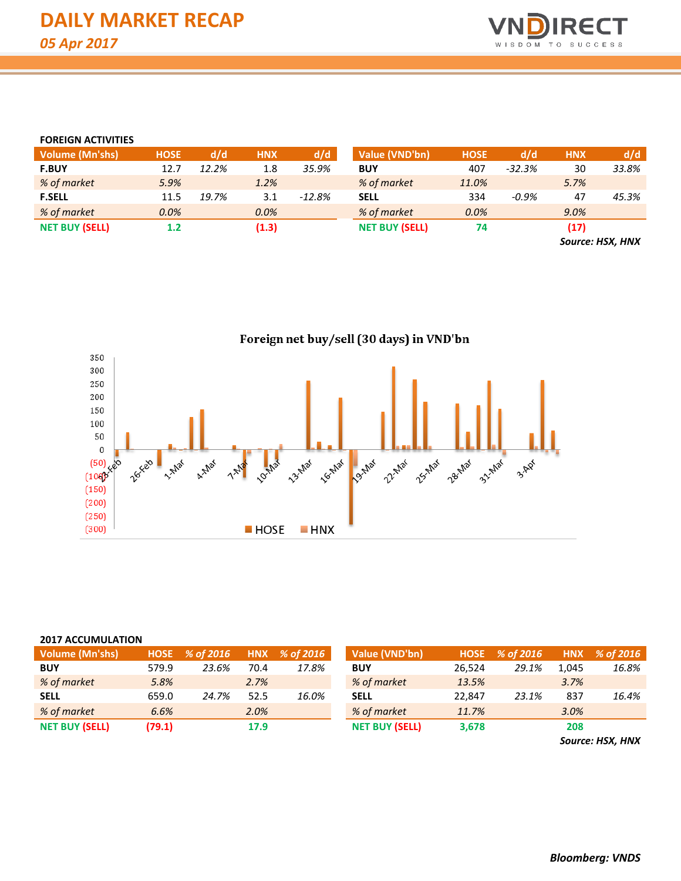# DAILY MARKET RECAP

*05 Apr 2017*

## FOREIGN ACTIVITIES

| Volume (Mn'shs) | HOSE | d/d | HNX | d/d |
|---|---|---|---|---|
| **F.BUY** | 12.7 | *12.2%* | 1.8 | *35.9%* |
| *% of market* | *5.9%* | | *1.2%* | |
| **F.SELL** | 11.5 | *19.7%* | 3.1 | *-12.8%* |
| *% of market* | *0.0%* | | *0.0%* | |
| **NET BUY (SELL)** | **1.2** | | **(1.3)** | |

| Value (VND'bn) | HOSE | d/d | HNX | d/d |
|---|---|---|---|---|
| **BUY** | 407 | *-32.3%* | 30 | *33.8%* |
| *% of market* | *11.0%* | | *5.7%* | |
| **SELL** | 334 | *-0.9%* | 47 | *45.3%* |
| *% of market* | *0.0%* | | *9.0%* | |
| **NET BUY (SELL)** | **74** | | **(17)** | |

***Source: HSX, HNX***

**Foreign net buy/sell (30 days) in VND'bn**

## 2017 ACCUMULATION

| Volume (Mn'shs) | HOSE | % of 2016 | HNX | % of 2016 |
|---|---|---|---|---|
| **BUY** | 579.9 | *23.6%* | 70.4 | *17.8%* |
| *% of market* | *5.8%* | | *2.7%* | |
| **SELL** | 659.0 | *24.7%* | 52.5 | *16.0%* |
| *% of market* | *6.6%* | | *2.0%* | |
| **NET BUY (SELL)** | **(79.1)** | | **17.9** | |

| Value (VND'bn) | HOSE | % of 2016 | HNX | % of 2016 |
|---|---|---|---|---|
| **BUY** | 26,524 | *29.1%* | 1,045 | *16.8%* |
| *% of market* | *13.5%* | | *3.7%* | |
| **SELL** | 22,847 | *23.1%* | 837 | *16.4%* |
| *% of market* | *11.7%* | | *3.0%* | |
| **NET BUY (SELL)** | **3,678** | | **208** | |

***Source: HSX, HNX***

***Bloomberg: VNDS***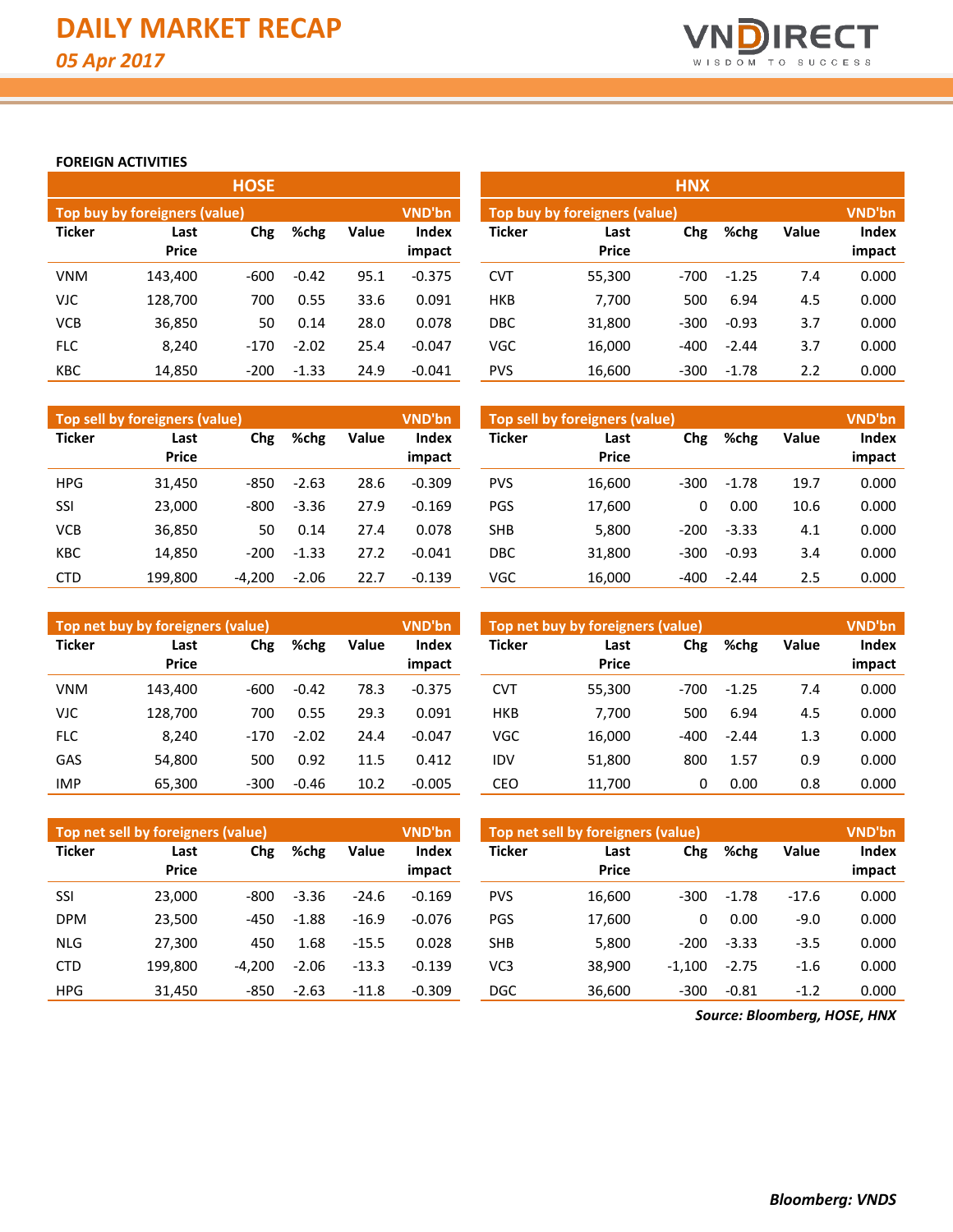# DAILY MARKET RECAP

*05 Apr 2017*

**FOREIGN ACTIVITIES**

## HOSE

| Top buy by foreigners (value) | | | | | VND'bn |
|---|---|---|---|---|---|
| Ticker | Last Price | Chg | %chg | Value | Index impact |
| VNM | 143,400 | -600 | -0.42 | 95.1 | -0.375 |
| VJC | 128,700 | 700 | 0.55 | 33.6 | 0.091 |
| VCB | 36,850 | 50 | 0.14 | 28.0 | 0.078 |
| FLC | 8,240 | -170 | -2.02 | 25.4 | -0.047 |
| KBC | 14,850 | -200 | -1.33 | 24.9 | -0.041 |

| Top sell by foreigners (value) | | | | | VND'bn |
|---|---|---|---|---|---|
| Ticker | Last Price | Chg | %chg | Value | Index impact |
| HPG | 31,450 | -850 | -2.63 | 28.6 | -0.309 |
| SSI | 23,000 | -800 | -3.36 | 27.9 | -0.169 |
| VCB | 36,850 | 50 | 0.14 | 27.4 | 0.078 |
| KBC | 14,850 | -200 | -1.33 | 27.2 | -0.041 |
| CTD | 199,800 | -4,200 | -2.06 | 22.7 | -0.139 |

| Top net buy by foreigners (value) | | | | | VND'bn |
|---|---|---|---|---|---|
| Ticker | Last Price | Chg | %chg | Value | Index impact |
| VNM | 143,400 | -600 | -0.42 | 78.3 | -0.375 |
| VJC | 128,700 | 700 | 0.55 | 29.3 | 0.091 |
| FLC | 8,240 | -170 | -2.02 | 24.4 | -0.047 |
| GAS | 54,800 | 500 | 0.92 | 11.5 | 0.412 |
| IMP | 65,300 | -300 | -0.46 | 10.2 | -0.005 |

| Top net sell by foreigners (value) | | | | | VND'bn |
|---|---|---|---|---|---|
| Ticker | Last Price | Chg | %chg | Value | Index impact |
| SSI | 23,000 | -800 | -3.36 | -24.6 | -0.169 |
| DPM | 23,500 | -450 | -1.88 | -16.9 | -0.076 |
| NLG | 27,300 | 450 | 1.68 | -15.5 | 0.028 |
| CTD | 199,800 | -4,200 | -2.06 | -13.3 | -0.139 |
| HPG | 31,450 | -850 | -2.63 | -11.8 | -0.309 |

## HNX

| Top buy by foreigners (value) | | | | | VND'bn |
|---|---|---|---|---|---|
| Ticker | Last Price | Chg | %chg | Value | Index impact |
| CVT | 55,300 | -700 | -1.25 | 7.4 | 0.000 |
| HKB | 7,700 | 500 | 6.94 | 4.5 | 0.000 |
| DBC | 31,800 | -300 | -0.93 | 3.7 | 0.000 |
| VGC | 16,000 | -400 | -2.44 | 3.7 | 0.000 |
| PVS | 16,600 | -300 | -1.78 | 2.2 | 0.000 |

| Top sell by foreigners (value) | | | | | VND'bn |
|---|---|---|---|---|---|
| Ticker | Last Price | Chg | %chg | Value | Index impact |
| PVS | 16,600 | -300 | -1.78 | 19.7 | 0.000 |
| PGS | 17,600 | 0 | 0.00 | 10.6 | 0.000 |
| SHB | 5,800 | -200 | -3.33 | 4.1 | 0.000 |
| DBC | 31,800 | -300 | -0.93 | 3.4 | 0.000 |
| VGC | 16,000 | -400 | -2.44 | 2.5 | 0.000 |

| Top net buy by foreigners (value) | | | | | VND'bn |
|---|---|---|---|---|---|
| Ticker | Last Price | Chg | %chg | Value | Index impact |
| CVT | 55,300 | -700 | -1.25 | 7.4 | 0.000 |
| HKB | 7,700 | 500 | 6.94 | 4.5 | 0.000 |
| VGC | 16,000 | -400 | -2.44 | 1.3 | 0.000 |
| IDV | 51,800 | 800 | 1.57 | 0.9 | 0.000 |
| CEO | 11,700 | 0 | 0.00 | 0.8 | 0.000 |

| Top net sell by foreigners (value) | | | | | VND'bn |
|---|---|---|---|---|---|
| Ticker | Last Price | Chg | %chg | Value | Index impact |
| PVS | 16,600 | -300 | -1.78 | -17.6 | 0.000 |
| PGS | 17,600 | 0 | 0.00 | -9.0 | 0.000 |
| SHB | 5,800 | -200 | -3.33 | -3.5 | 0.000 |
| VC3 | 38,900 | -1,100 | -2.75 | -1.6 | 0.000 |
| DGC | 36,600 | -300 | -0.81 | -1.2 | 0.000 |

***Source: Bloomberg, HOSE, HNX***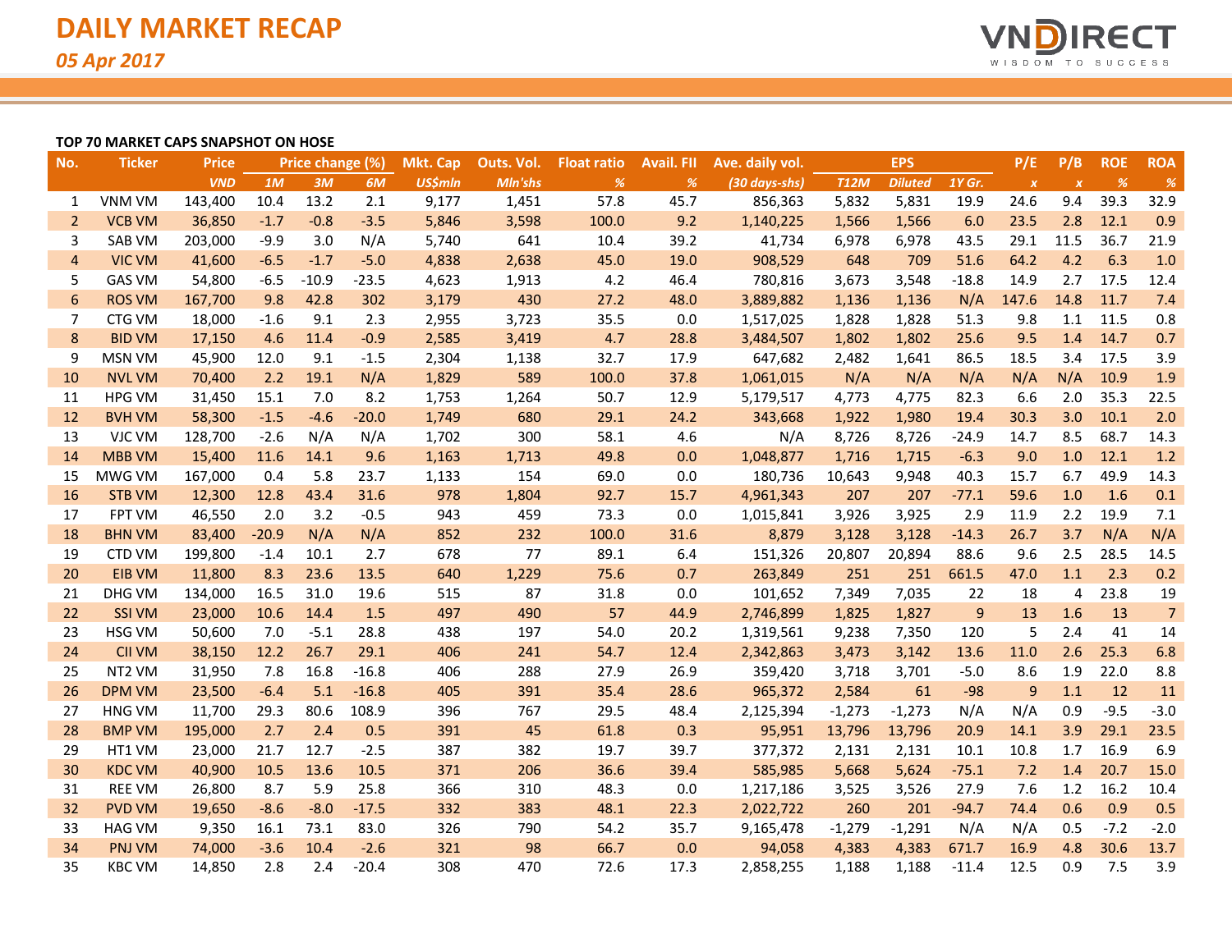# DAILY MARKET RECAP

*05 Apr 2017*

**TOP 70 MARKET CAPS SNAPSHOT ON HOSE**

| No. | Ticker | Price | Price change (%) | | | Mkt. Cap | Outs. Vol. | Float ratio | Avail. FII | Ave. daily vol. | EPS | | | P/E | P/B | ROE | ROA |
|---|---|---|---|---|---|---|---|---|---|---|---|---|---|---|---|---|---|
| | | VND | 1M | 3M | 6M | US$mln | Mln'shs | % | % | (30 days-shs) | T12M | Diluted | 1Y Gr. | x | x | % | % |
| 1 | VNM VM | 143,400 | 10.4 | 13.2 | 2.1 | 9,177 | 1,451 | 57.8 | 45.7 | 856,363 | 5,832 | 5,831 | 19.9 | 24.6 | 9.4 | 39.3 | 32.9 |
| 2 | VCB VM | 36,850 | -1.7 | -0.8 | -3.5 | 5,846 | 3,598 | 100.0 | 9.2 | 1,140,225 | 1,566 | 1,566 | 6.0 | 23.5 | 2.8 | 12.1 | 0.9 |
| 3 | SAB VM | 203,000 | -9.9 | 3.0 | N/A | 5,740 | 641 | 10.4 | 39.2 | 41,734 | 6,978 | 6,978 | 43.5 | 29.1 | 11.5 | 36.7 | 21.9 |
| 4 | VIC VM | 41,600 | -6.5 | -1.7 | -5.0 | 4,838 | 2,638 | 45.0 | 19.0 | 908,529 | 648 | 709 | 51.6 | 64.2 | 4.2 | 6.3 | 1.0 |
| 5 | GAS VM | 54,800 | -6.5 | -10.9 | -23.5 | 4,623 | 1,913 | 4.2 | 46.4 | 780,816 | 3,673 | 3,548 | -18.8 | 14.9 | 2.7 | 17.5 | 12.4 |
| 6 | ROS VM | 167,700 | 9.8 | 42.8 | 302 | 3,179 | 430 | 27.2 | 48.0 | 3,889,882 | 1,136 | 1,136 | N/A | 147.6 | 14.8 | 11.7 | 7.4 |
| 7 | CTG VM | 18,000 | -1.6 | 9.1 | 2.3 | 2,955 | 3,723 | 35.5 | 0.0 | 1,517,025 | 1,828 | 1,828 | 51.3 | 9.8 | 1.1 | 11.5 | 0.8 |
| 8 | BID VM | 17,150 | 4.6 | 11.4 | -0.9 | 2,585 | 3,419 | 4.7 | 28.8 | 3,484,507 | 1,802 | 1,802 | 25.6 | 9.5 | 1.4 | 14.7 | 0.7 |
| 9 | MSN VM | 45,900 | 12.0 | 9.1 | -1.5 | 2,304 | 1,138 | 32.7 | 17.9 | 647,682 | 2,482 | 1,641 | 86.5 | 18.5 | 3.4 | 17.5 | 3.9 |
| 10 | NVL VM | 70,400 | 2.2 | 19.1 | N/A | 1,829 | 589 | 100.0 | 37.8 | 1,061,015 | N/A | N/A | N/A | N/A | N/A | 10.9 | 1.9 |
| 11 | HPG VM | 31,450 | 15.1 | 7.0 | 8.2 | 1,753 | 1,264 | 50.7 | 12.9 | 5,179,517 | 4,773 | 4,775 | 82.3 | 6.6 | 2.0 | 35.3 | 22.5 |
| 12 | BVH VM | 58,300 | -1.5 | -4.6 | -20.0 | 1,749 | 680 | 29.1 | 24.2 | 343,668 | 1,922 | 1,980 | 19.4 | 30.3 | 3.0 | 10.1 | 2.0 |
| 13 | VJC VM | 128,700 | -2.6 | N/A | N/A | 1,702 | 300 | 58.1 | 4.6 | N/A | 8,726 | 8,726 | -24.9 | 14.7 | 8.5 | 68.7 | 14.3 |
| 14 | MBB VM | 15,400 | 11.6 | 14.1 | 9.6 | 1,163 | 1,713 | 49.8 | 0.0 | 1,048,877 | 1,716 | 1,715 | -6.3 | 9.0 | 1.0 | 12.1 | 1.2 |
| 15 | MWG VM | 167,000 | 0.4 | 5.8 | 23.7 | 1,133 | 154 | 69.0 | 0.0 | 180,736 | 10,643 | 9,948 | 40.3 | 15.7 | 6.7 | 49.9 | 14.3 |
| 16 | STB VM | 12,300 | 12.8 | 43.4 | 31.6 | 978 | 1,804 | 92.7 | 15.7 | 4,961,343 | 207 | 207 | -77.1 | 59.6 | 1.0 | 1.6 | 0.1 |
| 17 | FPT VM | 46,550 | 2.0 | 3.2 | -0.5 | 943 | 459 | 73.3 | 0.0 | 1,015,841 | 3,926 | 3,925 | 2.9 | 11.9 | 2.2 | 19.9 | 7.1 |
| 18 | BHN VM | 83,400 | -20.9 | N/A | N/A | 852 | 232 | 100.0 | 31.6 | 8,879 | 3,128 | 3,128 | -14.3 | 26.7 | 3.7 | N/A | N/A |
| 19 | CTD VM | 199,800 | -1.4 | 10.1 | 2.7 | 678 | 77 | 89.1 | 6.4 | 151,326 | 20,807 | 20,894 | 88.6 | 9.6 | 2.5 | 28.5 | 14.5 |
| 20 | EIB VM | 11,800 | 8.3 | 23.6 | 13.5 | 640 | 1,229 | 75.6 | 0.7 | 263,849 | 251 | 251 | 661.5 | 47.0 | 1.1 | 2.3 | 0.2 |
| 21 | DHG VM | 134,000 | 16.5 | 31.0 | 19.6 | 515 | 87 | 31.8 | 0.0 | 101,652 | 7,349 | 7,035 | 22 | 18 | 4 | 23.8 | 19 |
| 22 | SSI VM | 23,000 | 10.6 | 14.4 | 1.5 | 497 | 490 | 57 | 44.9 | 2,746,899 | 1,825 | 1,827 | 9 | 13 | 1.6 | 13 | 7 |
| 23 | HSG VM | 50,600 | 7.0 | -5.1 | 28.8 | 438 | 197 | 54.0 | 20.2 | 1,319,561 | 9,238 | 7,350 | 120 | 5 | 2.4 | 41 | 14 |
| 24 | CII VM | 38,150 | 12.2 | 26.7 | 29.1 | 406 | 241 | 54.7 | 12.4 | 2,342,863 | 3,473 | 3,142 | 13.6 | 11.0 | 2.6 | 25.3 | 6.8 |
| 25 | NT2 VM | 31,950 | 7.8 | 16.8 | -16.8 | 406 | 288 | 27.9 | 26.9 | 359,420 | 3,718 | 3,701 | -5.0 | 8.6 | 1.9 | 22.0 | 8.8 |
| 26 | DPM VM | 23,500 | -6.4 | 5.1 | -16.8 | 405 | 391 | 35.4 | 28.6 | 965,372 | 2,584 | 61 | -98 | 9 | 1.1 | 12 | 11 |
| 27 | HNG VM | 11,700 | 29.3 | 80.6 | 108.9 | 396 | 767 | 29.5 | 48.4 | 2,125,394 | -1,273 | -1,273 | N/A | N/A | 0.9 | -9.5 | -3.0 |
| 28 | BMP VM | 195,000 | 2.7 | 2.4 | 0.5 | 391 | 45 | 61.8 | 0.3 | 95,951 | 13,796 | 13,796 | 20.9 | 14.1 | 3.9 | 29.1 | 23.5 |
| 29 | HT1 VM | 23,000 | 21.7 | 12.7 | -2.5 | 387 | 382 | 19.7 | 39.7 | 377,372 | 2,131 | 2,131 | 10.1 | 10.8 | 1.7 | 16.9 | 6.9 |
| 30 | KDC VM | 40,900 | 10.5 | 13.6 | 10.5 | 371 | 206 | 36.6 | 39.4 | 585,985 | 5,668 | 5,624 | -75.1 | 7.2 | 1.4 | 20.7 | 15.0 |
| 31 | REE VM | 26,800 | 8.7 | 5.9 | 25.8 | 366 | 310 | 48.3 | 0.0 | 1,217,186 | 3,525 | 3,526 | 27.9 | 7.6 | 1.2 | 16.2 | 10.4 |
| 32 | PVD VM | 19,650 | -8.6 | -8.0 | -17.5 | 332 | 383 | 48.1 | 22.3 | 2,022,722 | 260 | 201 | -94.7 | 74.4 | 0.6 | 0.9 | 0.5 |
| 33 | HAG VM | 9,350 | 16.1 | 73.1 | 83.0 | 326 | 790 | 54.2 | 35.7 | 9,165,478 | -1,279 | -1,291 | N/A | N/A | 0.5 | -7.2 | -2.0 |
| 34 | PNJ VM | 74,000 | -3.6 | 10.4 | -2.6 | 321 | 98 | 66.7 | 0.0 | 94,058 | 4,383 | 4,383 | 671.7 | 16.9 | 4.8 | 30.6 | 13.7 |
| 35 | KBC VM | 14,850 | 2.8 | 2.4 | -20.4 | 308 | 470 | 72.6 | 17.3 | 2,858,255 | 1,188 | 1,188 | -11.4 | 12.5 | 0.9 | 7.5 | 3.9 |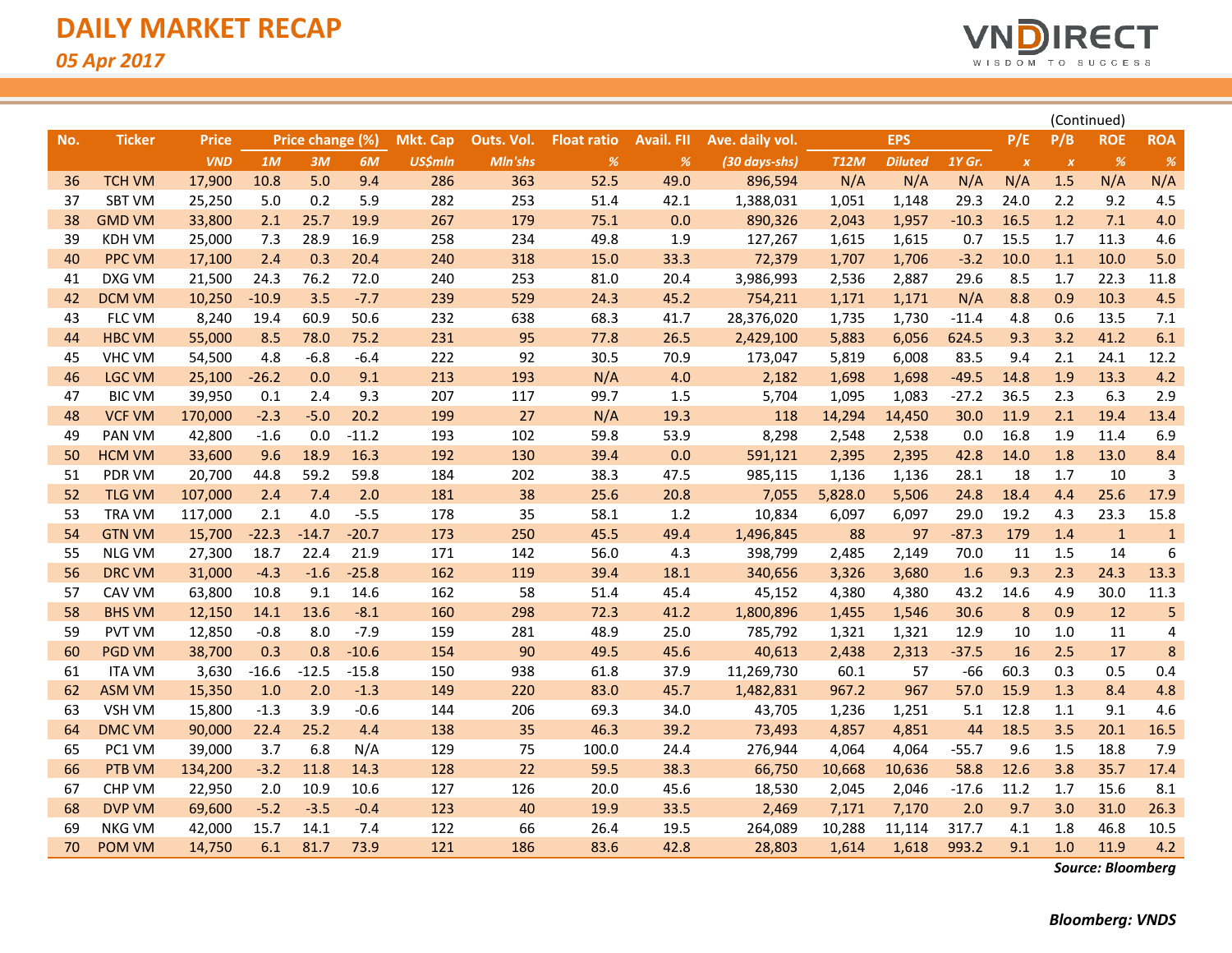# DAILY MARKET RECAP

*05 Apr 2017*

(Continued)

| No. | Ticker | Price | Price change (%) | | | Mkt. Cap | Outs. Vol. | Float ratio | Avail. FII | Ave. daily vol. | EPS | | | P/E | P/B | ROE | ROA |
|---|---|---|---|---|---|---|---|---|---|---|---|---|---|---|---|---|---|
| | | *VND* | *1M* | *3M* | *6M* | *US$mln* | *Mln'shs* | *%* | *%* | *(30 days-shs)* | *T12M* | *Diluted* | *1Y Gr.* | *x* | *x* | *%* | *%* |
| 36 | TCH VM | 17,900 | 10.8 | 5.0 | 9.4 | 286 | 363 | 52.5 | 49.0 | 896,594 | N/A | N/A | N/A | N/A | 1.5 | N/A | N/A |
| 37 | SBT VM | 25,250 | 5.0 | 0.2 | 5.9 | 282 | 253 | 51.4 | 42.1 | 1,388,031 | 1,051 | 1,148 | 29.3 | 24.0 | 2.2 | 9.2 | 4.5 |
| 38 | GMD VM | 33,800 | 2.1 | 25.7 | 19.9 | 267 | 179 | 75.1 | 0.0 | 890,326 | 2,043 | 1,957 | -10.3 | 16.5 | 1.2 | 7.1 | 4.0 |
| 39 | KDH VM | 25,000 | 7.3 | 28.9 | 16.9 | 258 | 234 | 49.8 | 1.9 | 127,267 | 1,615 | 1,615 | 0.7 | 15.5 | 1.7 | 11.3 | 4.6 |
| 40 | PPC VM | 17,100 | 2.4 | 0.3 | 20.4 | 240 | 318 | 15.0 | 33.3 | 72,379 | 1,707 | 1,706 | -3.2 | 10.0 | 1.1 | 10.0 | 5.0 |
| 41 | DXG VM | 21,500 | 24.3 | 76.2 | 72.0 | 240 | 253 | 81.0 | 20.4 | 3,986,993 | 2,536 | 2,887 | 29.6 | 8.5 | 1.7 | 22.3 | 11.8 |
| 42 | DCM VM | 10,250 | -10.9 | 3.5 | -7.7 | 239 | 529 | 24.3 | 45.2 | 754,211 | 1,171 | 1,171 | N/A | 8.8 | 0.9 | 10.3 | 4.5 |
| 43 | FLC VM | 8,240 | 19.4 | 60.9 | 50.6 | 232 | 638 | 68.3 | 41.7 | 28,376,020 | 1,735 | 1,730 | -11.4 | 4.8 | 0.6 | 13.5 | 7.1 |
| 44 | HBC VM | 55,000 | 8.5 | 78.0 | 75.2 | 231 | 95 | 77.8 | 26.5 | 2,429,100 | 5,883 | 6,056 | 624.5 | 9.3 | 3.2 | 41.2 | 6.1 |
| 45 | VHC VM | 54,500 | 4.8 | -6.8 | -6.4 | 222 | 92 | 30.5 | 70.9 | 173,047 | 5,819 | 6,008 | 83.5 | 9.4 | 2.1 | 24.1 | 12.2 |
| 46 | LGC VM | 25,100 | -26.2 | 0.0 | 9.1 | 213 | 193 | N/A | 4.0 | 2,182 | 1,698 | 1,698 | -49.5 | 14.8 | 1.9 | 13.3 | 4.2 |
| 47 | BIC VM | 39,950 | 0.1 | 2.4 | 9.3 | 207 | 117 | 99.7 | 1.5 | 5,704 | 1,095 | 1,083 | -27.2 | 36.5 | 2.3 | 6.3 | 2.9 |
| 48 | VCF VM | 170,000 | -2.3 | -5.0 | 20.2 | 199 | 27 | N/A | 19.3 | 118 | 14,294 | 14,450 | 30.0 | 11.9 | 2.1 | 19.4 | 13.4 |
| 49 | PAN VM | 42,800 | -1.6 | 0.0 | -11.2 | 193 | 102 | 59.8 | 53.9 | 8,298 | 2,548 | 2,538 | 0.0 | 16.8 | 1.9 | 11.4 | 6.9 |
| 50 | HCM VM | 33,600 | 9.6 | 18.9 | 16.3 | 192 | 130 | 39.4 | 0.0 | 591,121 | 2,395 | 2,395 | 42.8 | 14.0 | 1.8 | 13.0 | 8.4 |
| 51 | PDR VM | 20,700 | 44.8 | 59.2 | 59.8 | 184 | 202 | 38.3 | 47.5 | 985,115 | 1,136 | 1,136 | 28.1 | 18 | 1.7 | 10 | 3 |
| 52 | TLG VM | 107,000 | 2.4 | 7.4 | 2.0 | 181 | 38 | 25.6 | 20.8 | 7,055 | 5,828.0 | 5,506 | 24.8 | 18.4 | 4.4 | 25.6 | 17.9 |
| 53 | TRA VM | 117,000 | 2.1 | 4.0 | -5.5 | 178 | 35 | 58.1 | 1.2 | 10,834 | 6,097 | 6,097 | 29.0 | 19.2 | 4.3 | 23.3 | 15.8 |
| 54 | GTN VM | 15,700 | -22.3 | -14.7 | -20.7 | 173 | 250 | 45.5 | 49.4 | 1,496,845 | 88 | 97 | -87.3 | 179 | 1.4 | 1 | 1 |
| 55 | NLG VM | 27,300 | 18.7 | 22.4 | 21.9 | 171 | 142 | 56.0 | 4.3 | 398,799 | 2,485 | 2,149 | 70.0 | 11 | 1.5 | 14 | 6 |
| 56 | DRC VM | 31,000 | -4.3 | -1.6 | -25.8 | 162 | 119 | 39.4 | 18.1 | 340,656 | 3,326 | 3,680 | 1.6 | 9.3 | 2.3 | 24.3 | 13.3 |
| 57 | CAV VM | 63,800 | 10.8 | 9.1 | 14.6 | 162 | 58 | 51.4 | 45.4 | 45,152 | 4,380 | 4,380 | 43.2 | 14.6 | 4.9 | 30.0 | 11.3 |
| 58 | BHS VM | 12,150 | 14.1 | 13.6 | -8.1 | 160 | 298 | 72.3 | 41.2 | 1,800,896 | 1,455 | 1,546 | 30.6 | 8 | 0.9 | 12 | 5 |
| 59 | PVT VM | 12,850 | -0.8 | 8.0 | -7.9 | 159 | 281 | 48.9 | 25.0 | 785,792 | 1,321 | 1,321 | 12.9 | 10 | 1.0 | 11 | 4 |
| 60 | PGD VM | 38,700 | 0.3 | 0.8 | -10.6 | 154 | 90 | 49.5 | 45.6 | 40,613 | 2,438 | 2,313 | -37.5 | 16 | 2.5 | 17 | 8 |
| 61 | ITA VM | 3,630 | -16.6 | -12.5 | -15.8 | 150 | 938 | 61.8 | 37.9 | 11,269,730 | 60.1 | 57 | -66 | 60.3 | 0.3 | 0.5 | 0.4 |
| 62 | ASM VM | 15,350 | 1.0 | 2.0 | -1.3 | 149 | 220 | 83.0 | 45.7 | 1,482,831 | 967.2 | 967 | 57.0 | 15.9 | 1.3 | 8.4 | 4.8 |
| 63 | VSH VM | 15,800 | -1.3 | 3.9 | -0.6 | 144 | 206 | 69.3 | 34.0 | 43,705 | 1,236 | 1,251 | 5.1 | 12.8 | 1.1 | 9.1 | 4.6 |
| 64 | DMC VM | 90,000 | 22.4 | 25.2 | 4.4 | 138 | 35 | 46.3 | 39.2 | 73,493 | 4,857 | 4,851 | 44 | 18.5 | 3.5 | 20.1 | 16.5 |
| 65 | PC1 VM | 39,000 | 3.7 | 6.8 | N/A | 129 | 75 | 100.0 | 24.4 | 276,944 | 4,064 | 4,064 | -55.7 | 9.6 | 1.5 | 18.8 | 7.9 |
| 66 | PTB VM | 134,200 | -3.2 | 11.8 | 14.3 | 128 | 22 | 59.5 | 38.3 | 66,750 | 10,668 | 10,636 | 58.8 | 12.6 | 3.8 | 35.7 | 17.4 |
| 67 | CHP VM | 22,950 | 2.0 | 10.9 | 10.6 | 127 | 126 | 20.0 | 45.6 | 18,530 | 2,045 | 2,046 | -17.6 | 11.2 | 1.7 | 15.6 | 8.1 |
| 68 | DVP VM | 69,600 | -5.2 | -3.5 | -0.4 | 123 | 40 | 19.9 | 33.5 | 2,469 | 7,171 | 7,170 | 2.0 | 9.7 | 3.0 | 31.0 | 26.3 |
| 69 | NKG VM | 42,000 | 15.7 | 14.1 | 7.4 | 122 | 66 | 26.4 | 19.5 | 264,089 | 10,288 | 11,114 | 317.7 | 4.1 | 1.8 | 46.8 | 10.5 |
| 70 | POM VM | 14,750 | 6.1 | 81.7 | 73.9 | 121 | 186 | 83.6 | 42.8 | 28,803 | 1,614 | 1,618 | 993.2 | 9.1 | 1.0 | 11.9 | 4.2 |

***Source: Bloomberg***

***Bloomberg: VNDS***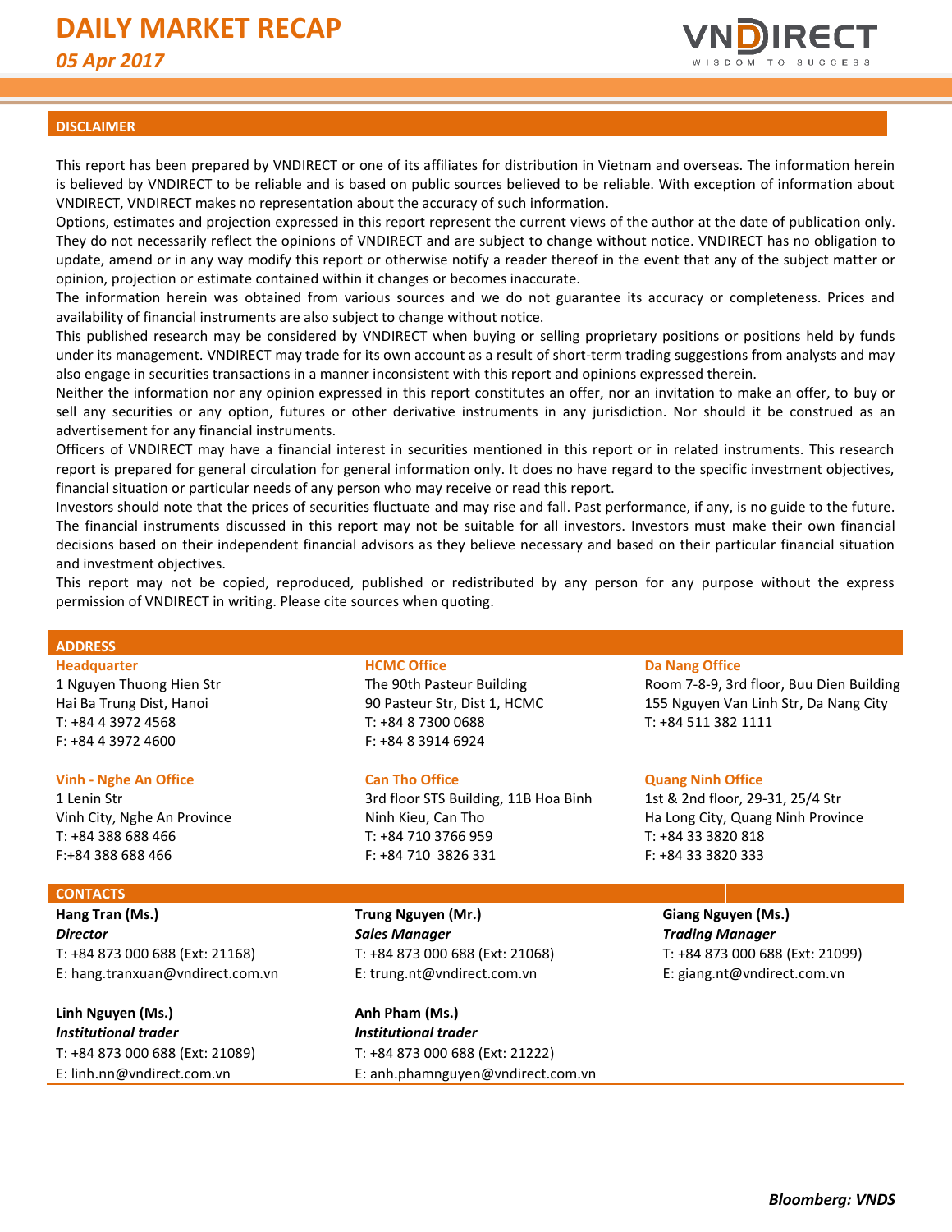# DAILY MARKET RECAP

*05 Apr 2017*

## DISCLAIMER

This report has been prepared by VNDIRECT or one of its affiliates for distribution in Vietnam and overseas. The information herein is believed by VNDIRECT to be reliable and is based on public sources believed to be reliable. With exception of information about VNDIRECT, VNDIRECT makes no representation about the accuracy of such information.

Options, estimates and projection expressed in this report represent the current views of the author at the date of publication only. They do not necessarily reflect the opinions of VNDIRECT and are subject to change without notice. VNDIRECT has no obligation to update, amend or in any way modify this report or otherwise notify a reader thereof in the event that any of the subject matter or opinion, projection or estimate contained within it changes or becomes inaccurate.

The information herein was obtained from various sources and we do not guarantee its accuracy or completeness. Prices and availability of financial instruments are also subject to change without notice.

This published research may be considered by VNDIRECT when buying or selling proprietary positions or positions held by funds under its management. VNDIRECT may trade for its own account as a result of short-term trading suggestions from analysts and may also engage in securities transactions in a manner inconsistent with this report and opinions expressed therein.

Neither the information nor any opinion expressed in this report constitutes an offer, nor an invitation to make an offer, to buy or sell any securities or any option, futures or other derivative instruments in any jurisdiction. Nor should it be construed as an advertisement for any financial instruments.

Officers of VNDIRECT may have a financial interest in securities mentioned in this report or in related instruments. This research report is prepared for general circulation for general information only. It does no have regard to the specific investment objectives, financial situation or particular needs of any person who may receive or read this report.

Investors should note that the prices of securities fluctuate and may rise and fall. Past performance, if any, is no guide to the future. The financial instruments discussed in this report may not be suitable for all investors. Investors must make their own financial decisions based on their independent financial advisors as they believe necessary and based on their particular financial situation and investment objectives.

This report may not be copied, reproduced, published or redistributed by any person for any purpose without the express permission of VNDIRECT in writing. Please cite sources when quoting.

## ADDRESS

**Headquarter**
1 Nguyen Thuong Hien Str
Hai Ba Trung Dist, Hanoi
T: +84 4 3972 4568
F: +84 4 3972 4600

**HCMC Office**
The 90th Pasteur Building
90 Pasteur Str, Dist 1, HCMC
T: +84 8 7300 0688
F: +84 8 3914 6924

**Da Nang Office**
Room 7-8-9, 3rd floor, Buu Dien Building
155 Nguyen Van Linh Str, Da Nang City
T: +84 511 382 1111

**Vinh - Nghe An Office**
1 Lenin Str
Vinh City, Nghe An Province
T: +84 388 688 466
F:+84 388 688 466

**Can Tho Office**
3rd floor STS Building, 11B Hoa Binh
Ninh Kieu, Can Tho
T: +84 710 3766 959
F: +84 710 3826 331

**Quang Ninh Office**
1st & 2nd floor, 29-31, 25/4 Str
Ha Long City, Quang Ninh Province
T: +84 33 3820 818
F: +84 33 3820 333

## CONTACTS

**Hang Tran (Ms.)**
***Director***
T: +84 873 000 688 (Ext: 21168)
E: hang.tranxuan@vndirect.com.vn

**Trung Nguyen (Mr.)**
***Sales Manager***
T: +84 873 000 688 (Ext: 21068)
E: trung.nt@vndirect.com.vn

**Giang Nguyen (Ms.)**
***Trading Manager***
T: +84 873 000 688 (Ext: 21099)
E: giang.nt@vndirect.com.vn

**Linh Nguyen (Ms.)**
***Institutional trader***
T: +84 873 000 688 (Ext: 21089)
E: linh.nn@vndirect.com.vn

**Anh Pham (Ms.)**
***Institutional trader***
T: +84 873 000 688 (Ext: 21222)
E: anh.phamnguyen@vndirect.com.vn

***Bloomberg: VNDS***